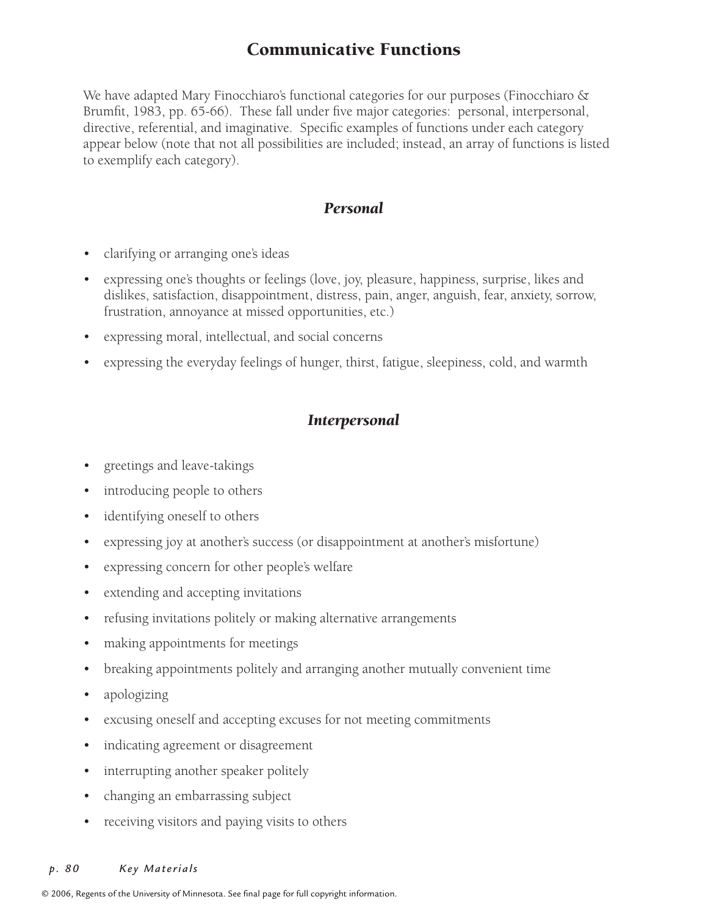# Communicative Functions

We have adapted Mary Finocchiaro's functional categories for our purposes (Finocchiaro & Brumfit, 1983, pp. 65-66). These fall under five major categories: personal, interpersonal, directive, referential, and imaginative. Specific examples of functions under each category appear below (note that not all possibilities are included; instead, an array of functions is listed to exemplify each category).

## *Personal*

- clarifying or arranging one's ideas
- expressing one's thoughts or feelings (love, joy, pleasure, happiness, surprise, likes and dislikes, satisfaction, disappointment, distress, pain, anger, anguish, fear, anxiety, sorrow, frustration, annoyance at missed opportunities, etc.)
- expressing moral, intellectual, and social concerns
- expressing the everyday feelings of hunger, thirst, fatigue, sleepiness, cold, and warmth

## *Interpersonal*

- greetings and leave-takings
- introducing people to others
- identifying oneself to others
- expressing joy at another's success (or disappointment at another's misfortune)
- expressing concern for other people's welfare
- extending and accepting invitations
- refusing invitations politely or making alternative arrangements
- making appointments for meetings
- breaking appointments politely and arranging another mutually convenient time
- apologizing
- excusing oneself and accepting excuses for not meeting commitments
- indicating agreement or disagreement
- interrupting another speaker politely
- changing an embarrassing subject
- receiving visitors and paying visits to others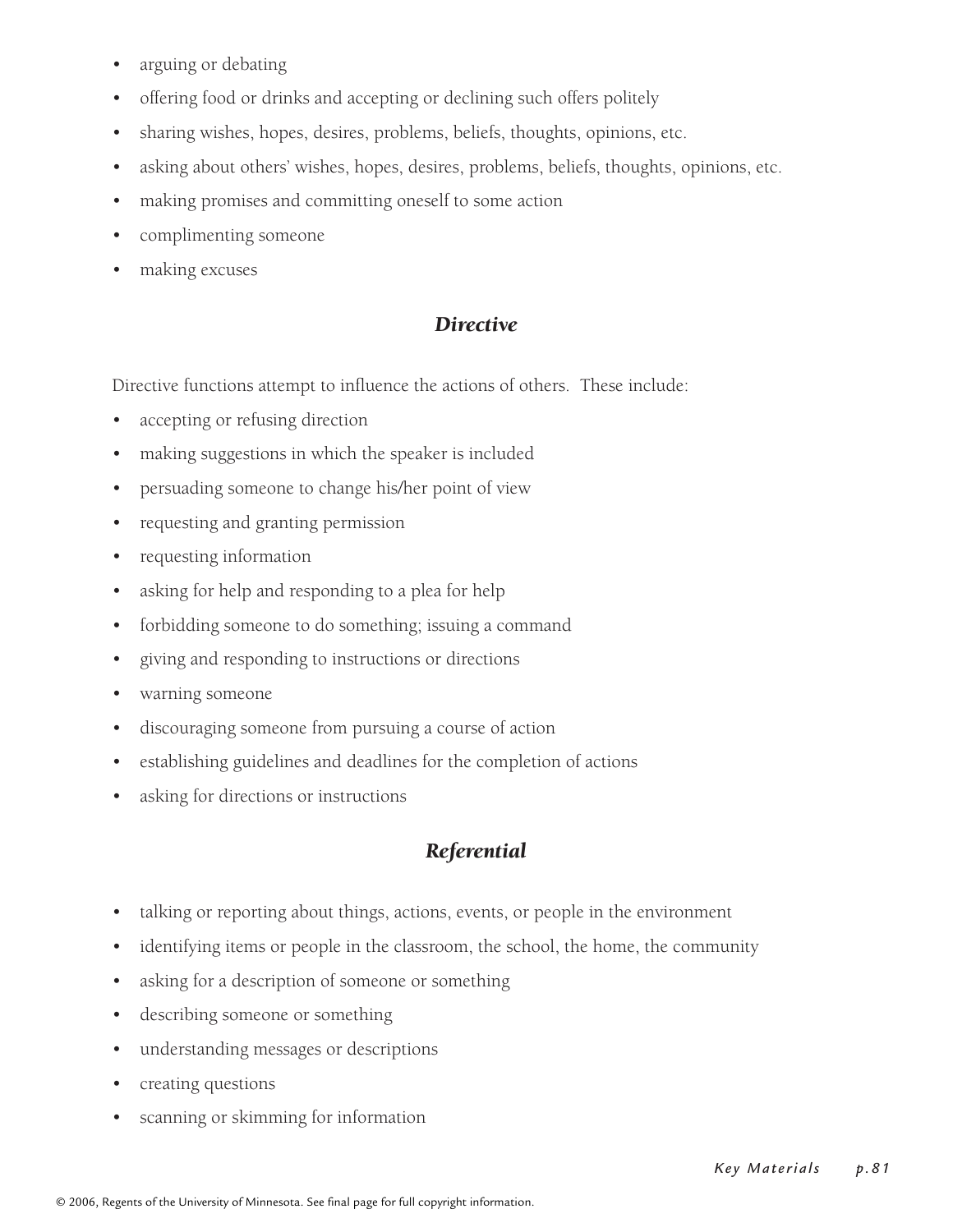- arguing or debating
- offering food or drinks and accepting or declining such offers politely
- sharing wishes, hopes, desires, problems, beliefs, thoughts, opinions, etc.
- asking about others' wishes, hopes, desires, problems, beliefs, thoughts, opinions, etc.
- making promises and committing oneself to some action
- complimenting someone
- making excuses

### *Directive*

Directive functions attempt to influence the actions of others. These include:

- accepting or refusing direction
- making suggestions in which the speaker is included
- persuading someone to change his/her point of view
- requesting and granting permission
- requesting information
- asking for help and responding to a plea for help
- forbidding someone to do something; issuing a command
- giving and responding to instructions or directions
- warning someone
- discouraging someone from pursuing a course of action
- establishing guidelines and deadlines for the completion of actions
- asking for directions or instructions

### *Referential*

- talking or reporting about things, actions, events, or people in the environment
- identifying items or people in the classroom, the school, the home, the community
- asking for a description of someone or something
- describing someone or something
- understanding messages or descriptions
- creating questions
- scanning or skimming for information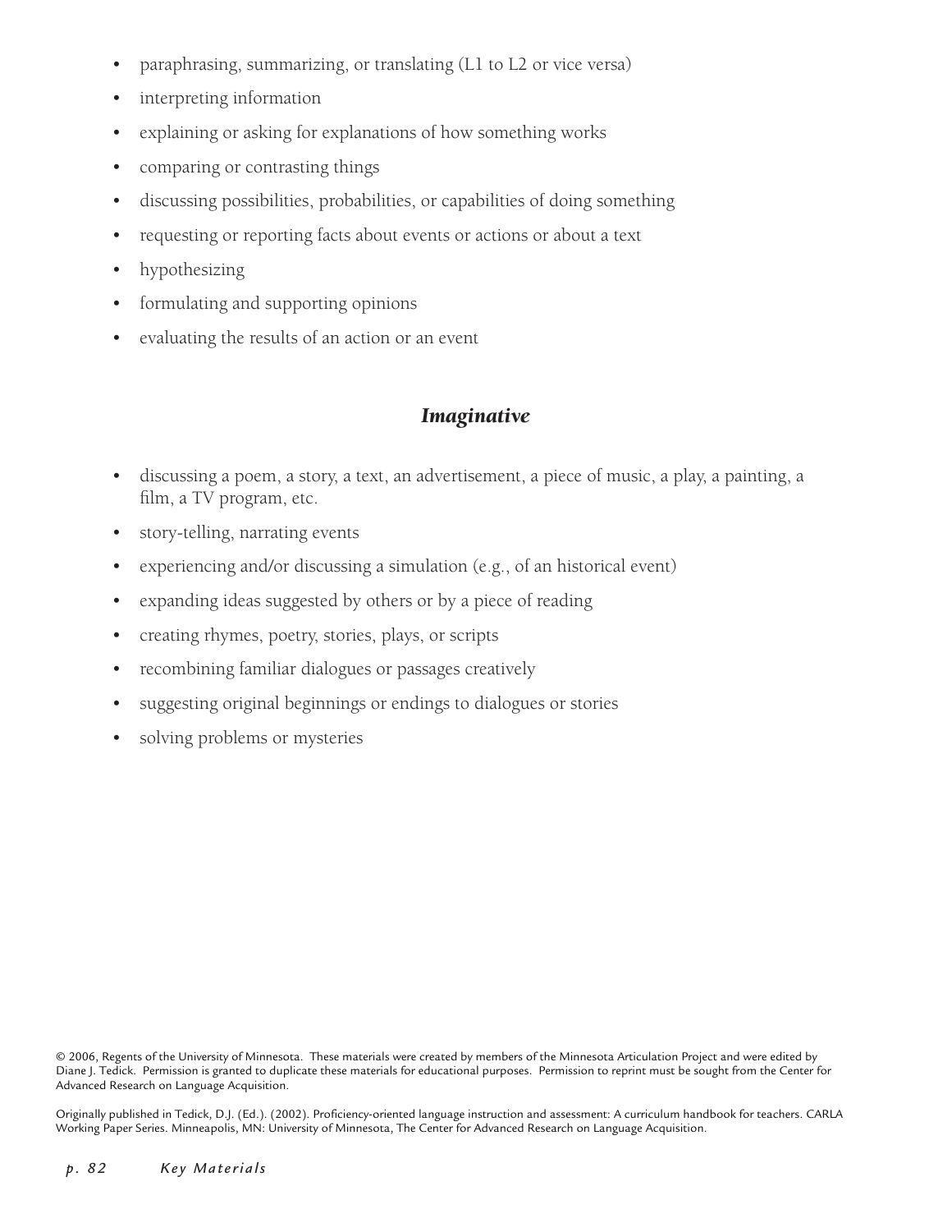- paraphrasing, summarizing, or translating (L1 to L2 or vice versa)
- interpreting information
- explaining or asking for explanations of how something works
- comparing or contrasting things
- discussing possibilities, probabilities, or capabilities of doing something
- requesting or reporting facts about events or actions or about a text
- hypothesizing
- formulating and supporting opinions
- evaluating the results of an action or an event

### *Imaginative*

- discussing a poem, a story, a text, an advertisement, a piece of music, a play, a painting, a film, a TV program, etc.
- story-telling, narrating events
- experiencing and/or discussing a simulation (e.g., of an historical event)
- expanding ideas suggested by others or by a piece of reading
- creating rhymes, poetry, stories, plays, or scripts
- recombining familiar dialogues or passages creatively
- suggesting original beginnings or endings to dialogues or stories
- solving problems or mysteries

© 2006, Regents of the University of Minnesota. These materials were created by members of the Minnesota Articulation Project and were edited by Diane J. Tedick. Permission is granted to duplicate these materials for educational purposes. Permission to reprint must be sought from the Center for Advanced Research on Language Acquisition.

Originally published in Tedick, D.J. (Ed.). (2002). Proficiency-oriented language instruction and assessment: A curriculum handbook for teachers. CARLA Working Paper Series. Minneapolis, MN: University of Minnesota, The Center for Advanced Research on Language Acquisition.